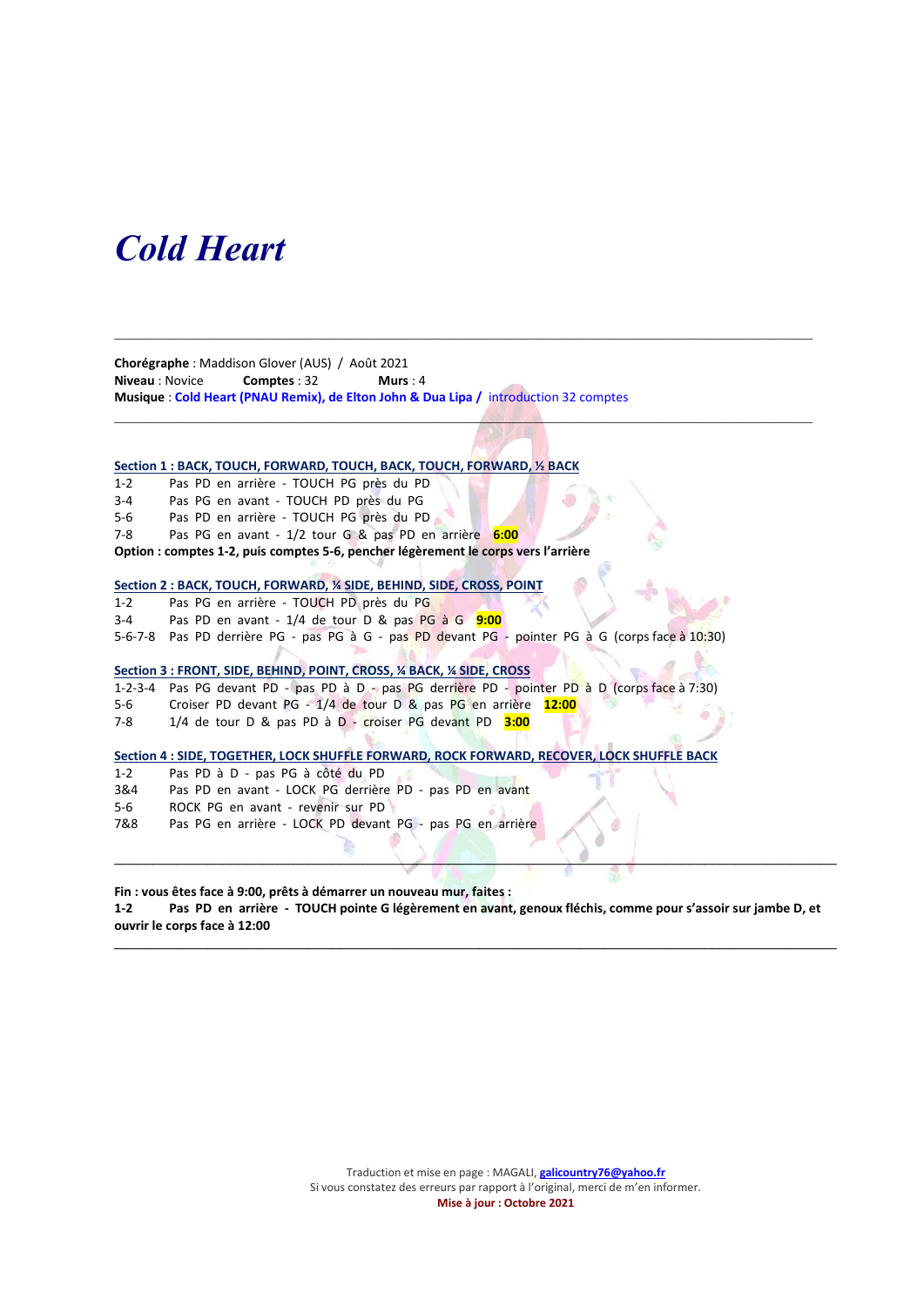# *Cold Heart*

---

**Chorégraphe** : Maddison Glover (AUS) / Août 2021
**Niveau** : Novice **Comptes** : 32 **Murs** : 4
**Musique** : Cold Heart (PNAU Remix), de Elton John & Dua Lipa / introduction 32 comptes

---

**Section 1 : BACK, TOUCH, FORWARD, TOUCH, BACK, TOUCH, FORWARD, ½ BACK**

1-2 Pas PD en arrière - TOUCH PG près du PD
3-4 Pas PG en avant - TOUCH PD près du PG
5-6 Pas PD en arrière - TOUCH PG près du PD
7-8 Pas PG en avant - 1/2 tour G & pas PD en arrière **6:00**
**Option : comptes 1-2, puis comptes 5-6, pencher légèrement le corps vers l'arrière**

**Section 2 : BACK, TOUCH, FORWARD, ¼ SIDE, BEHIND, SIDE, CROSS, POINT**

1-2 Pas PG en arrière - TOUCH PD près du PG
3-4 Pas PD en avant - 1/4 de tour D & pas PG à G **9:00**
5-6-7-8 Pas PD derrière PG - pas PG à G - pas PD devant PG - pointer PG à G (corps face à 10:30)

**Section 3 : FRONT, SIDE, BEHIND, POINT, CROSS, ¼ BACK, ¼ SIDE, CROSS**

1-2-3-4 Pas PG devant PD - pas PD à D - pas PG derrière PD - pointer PD à D (corps face à 7:30)
5-6 Croiser PD devant PG - 1/4 de tour D & pas PG en arrière **12:00**
7-8 1/4 de tour D & pas PD à D - croiser PG devant PD **3:00**

**Section 4 : SIDE, TOGETHER, LOCK SHUFFLE FORWARD, ROCK FORWARD, RECOVER, LOCK SHUFFLE BACK**

1-2 Pas PD à D - pas PG à côté du PD
3&4 Pas PD en avant - LOCK PG derrière PD - pas PD en avant
5-6 ROCK PG en avant - revenir sur PD
7&8 Pas PG en arrière - LOCK PD devant PG - pas PG en arrière

---

**Fin : vous êtes face à 9:00, prêts à démarrer un nouveau mur, faites :**
**1-2 Pas PD en arrière - TOUCH pointe G légèrement en avant, genoux fléchis, comme pour s'assoir sur jambe D, et ouvrir le corps face à 12:00**

---

Traduction et mise en page : MAGALI, galicountry76@yahoo.fr
Si vous constatez des erreurs par rapport à l'original, merci de m'en informer.
**Mise à jour : Octobre 2021**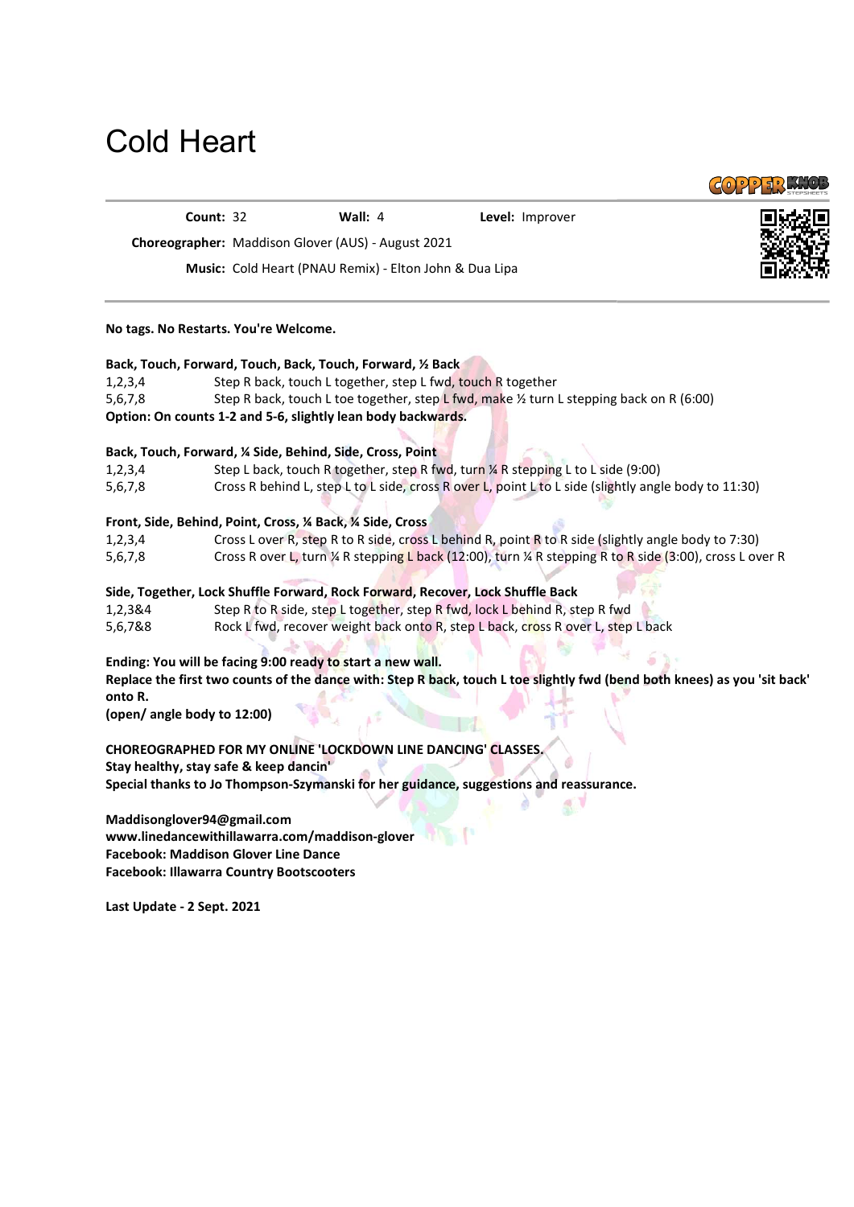# Cold Heart

**Count:** 32 **Wall:** 4 **Level:** Improver

**Choreographer:** Maddison Glover (AUS) - August 2021

**Music:** Cold Heart (PNAU Remix) - Elton John & Dua Lipa

**No tags. No Restarts. You're Welcome.**

**Back, Touch, Forward, Touch, Back, Touch, Forward, ½ Back**

| | |
|---|---|
| 1,2,3,4 | Step R back, touch L together, step L fwd, touch R together |
| 5,6,7,8 | Step R back, touch L toe together, step L fwd, make ½ turn L stepping back on R (6:00) |

**Option: On counts 1-2 and 5-6, slightly lean body backwards.**

**Back, Touch, Forward, ¼ Side, Behind, Side, Cross, Point**

| | |
|---|---|
| 1,2,3,4 | Step L back, touch R together, step R fwd, turn ¼ R stepping L to L side (9:00) |
| 5,6,7,8 | Cross R behind L, step L to L side, cross R over L, point L to L side (slightly angle body to 11:30) |

**Front, Side, Behind, Point, Cross, ¼ Back, ¼ Side, Cross**

| | |
|---|---|
| 1,2,3,4 | Cross L over R, step R to R side, cross L behind R, point R to R side (slightly angle body to 7:30) |
| 5,6,7,8 | Cross R over L, turn ¼ R stepping L back (12:00), turn ¼ R stepping R to R side (3:00), cross L over R |

**Side, Together, Lock Shuffle Forward, Rock Forward, Recover, Lock Shuffle Back**

| | |
|---|---|
| 1,2,3&4 | Step R to R side, step L together, step R fwd, lock L behind R, step R fwd |
| 5,6,7&8 | Rock L fwd, recover weight back onto R, step L back, cross R over L, step L back |

**Ending: You will be facing 9:00 ready to start a new wall.**
**Replace the first two counts of the dance with: Step R back, touch L toe slightly fwd (bend both knees) as you 'sit back' onto R.**
**(open/ angle body to 12:00)**

**CHOREOGRAPHED FOR MY ONLINE 'LOCKDOWN LINE DANCING' CLASSES.**
**Stay healthy, stay safe & keep dancin'**
**Special thanks to Jo Thompson-Szymanski for her guidance, suggestions and reassurance.**

**Maddisonglover94@gmail.com**
**www.linedancewithillawarra.com/maddison-glover**
**Facebook: Maddison Glover Line Dance**
**Facebook: Illawarra Country Bootscooters**

**Last Update - 2 Sept. 2021**